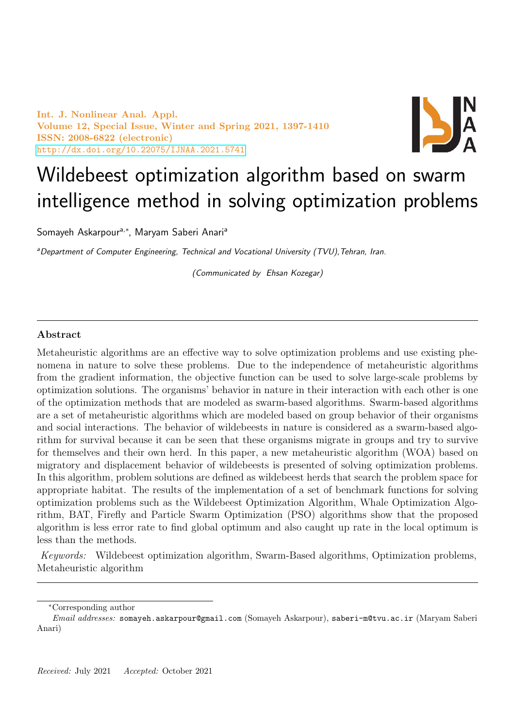# Wildebeest optimization algorithm based on swarm intelligence method in solving optimization problems

Somayeh Askarpour[a,*], Maryam Saberi Anari[a]

[a]*Department of Computer Engineering, Technical and Vocational University (TVU),Tehran, Iran.*

*(Communicated by Ehsan Kozegar)*

---

## Abstract

Metaheuristic algorithms are an effective way to solve optimization problems and use existing phenomena in nature to solve these problems. Due to the independence of metaheuristic algorithms from the gradient information, the objective function can be used to solve large-scale problems by optimization solutions. The organisms' behavior in nature in their interaction with each other is one of the optimization methods that are modeled as swarm-based algorithms. Swarm-based algorithms are a set of metaheuristic algorithms which are modeled based on group behavior of their organisms and social interactions. The behavior of wildebeests in nature is considered as a swarm-based algorithm for survival because it can be seen that these organisms migrate in groups and try to survive for themselves and their own herd. In this paper, a new metaheuristic algorithm (WOA) based on migratory and displacement behavior of wildebeests is presented of solving optimization problems. In this algorithm, problem solutions are defined as wildebeest herds that search the problem space for appropriate habitat. The results of the implementation of a set of benchmark functions for solving optimization problems such as the Wildebeest Optimization Algorithm, Whale Optimization Algorithm, BAT, Firefly and Particle Swarm Optimization (PSO) algorithms show that the proposed algorithm is less error rate to find global optimum and also caught up rate in the local optimum is less than the methods.

*Keywords:* Wildebeest optimization algorithm, Swarm-Based algorithms, Optimization problems, Metaheuristic algorithm

---

*Corresponding author

*Email addresses:* somayeh.askarpour@gmail.com (Somayeh Askarpour), saberi-m@tvu.ac.ir (Maryam Saberi Anari)

*Received:* July 2021 *Accepted:* October 2021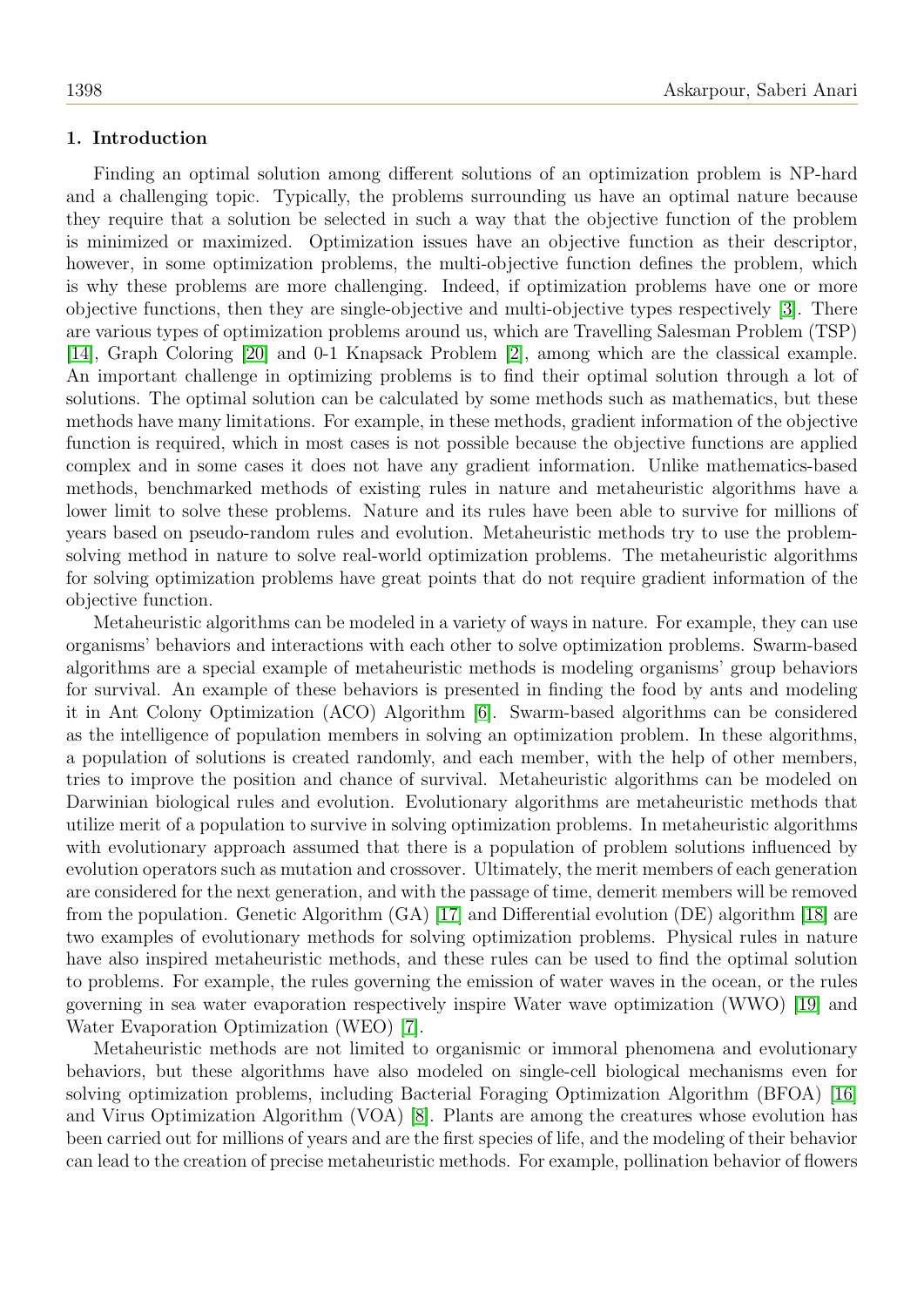## 1. Introduction

Finding an optimal solution among different solutions of an optimization problem is NP-hard and a challenging topic. Typically, the problems surrounding us have an optimal nature because they require that a solution be selected in such a way that the objective function of the problem is minimized or maximized. Optimization issues have an objective function as their descriptor, however, in some optimization problems, the multi-objective function defines the problem, which is why these problems are more challenging. Indeed, if optimization problems have one or more objective functions, then they are single-objective and multi-objective types respectively [3]. There are various types of optimization problems around us, which are Travelling Salesman Problem (TSP) [14], Graph Coloring [20] and 0-1 Knapsack Problem [2], among which are the classical example. An important challenge in optimizing problems is to find their optimal solution through a lot of solutions. The optimal solution can be calculated by some methods such as mathematics, but these methods have many limitations. For example, in these methods, gradient information of the objective function is required, which in most cases is not possible because the objective functions are applied complex and in some cases it does not have any gradient information. Unlike mathematics-based methods, benchmarked methods of existing rules in nature and metaheuristic algorithms have a lower limit to solve these problems. Nature and its rules have been able to survive for millions of years based on pseudo-random rules and evolution. Metaheuristic methods try to use the problem-solving method in nature to solve real-world optimization problems. The metaheuristic algorithms for solving optimization problems have great points that do not require gradient information of the objective function.

Metaheuristic algorithms can be modeled in a variety of ways in nature. For example, they can use organisms' behaviors and interactions with each other to solve optimization problems. Swarm-based algorithms are a special example of metaheuristic methods is modeling organisms' group behaviors for survival. An example of these behaviors is presented in finding the food by ants and modeling it in Ant Colony Optimization (ACO) Algorithm [6]. Swarm-based algorithms can be considered as the intelligence of population members in solving an optimization problem. In these algorithms, a population of solutions is created randomly, and each member, with the help of other members, tries to improve the position and chance of survival. Metaheuristic algorithms can be modeled on Darwinian biological rules and evolution. Evolutionary algorithms are metaheuristic methods that utilize merit of a population to survive in solving optimization problems. In metaheuristic algorithms with evolutionary approach assumed that there is a population of problem solutions influenced by evolution operators such as mutation and crossover. Ultimately, the merit members of each generation are considered for the next generation, and with the passage of time, demerit members will be removed from the population. Genetic Algorithm (GA) [17] and Differential evolution (DE) algorithm [18] are two examples of evolutionary methods for solving optimization problems. Physical rules in nature have also inspired metaheuristic methods, and these rules can be used to find the optimal solution to problems. For example, the rules governing the emission of water waves in the ocean, or the rules governing in sea water evaporation respectively inspire Water wave optimization (WWO) [19] and Water Evaporation Optimization (WEO) [7].

Metaheuristic methods are not limited to organismic or immoral phenomena and evolutionary behaviors, but these algorithms have also modeled on single-cell biological mechanisms even for solving optimization problems, including Bacterial Foraging Optimization Algorithm (BFOA) [16] and Virus Optimization Algorithm (VOA) [8]. Plants are among the creatures whose evolution has been carried out for millions of years and are the first species of life, and the modeling of their behavior can lead to the creation of precise metaheuristic methods. For example, pollination behavior of flowers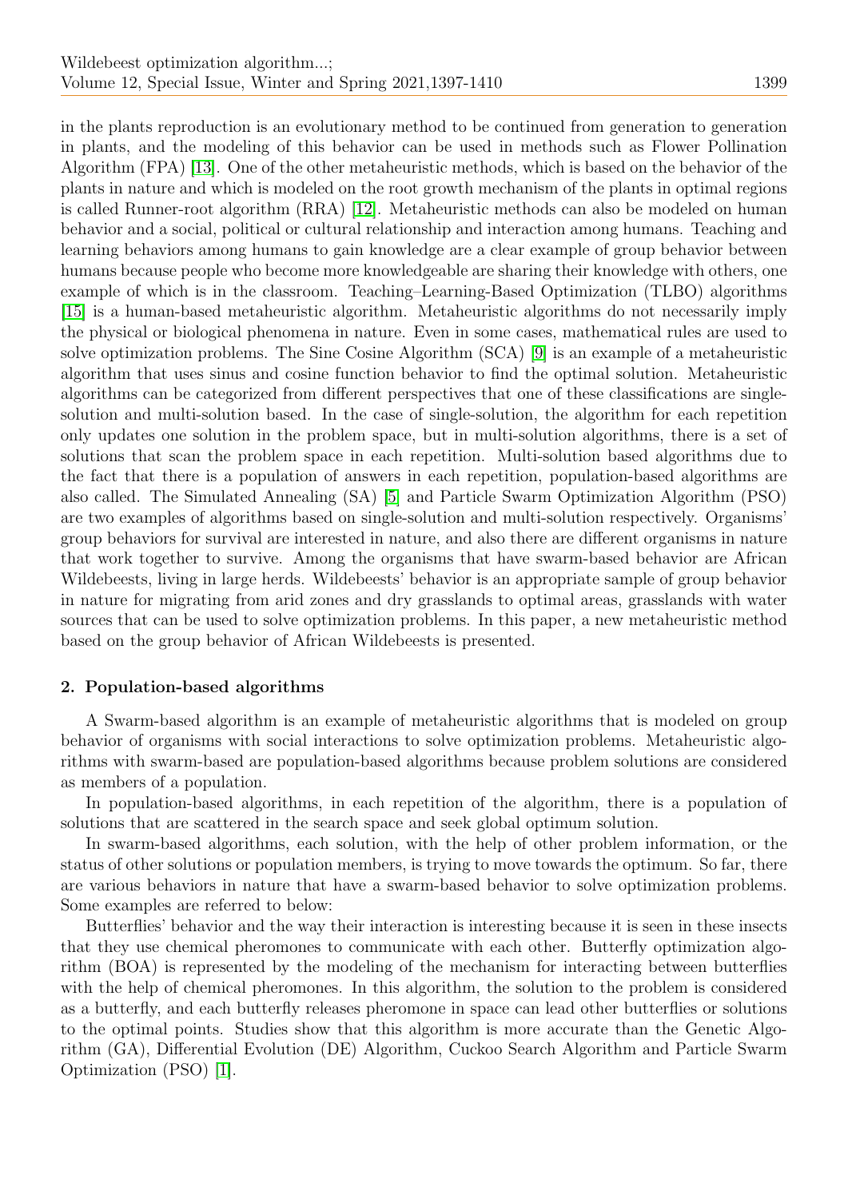in the plants reproduction is an evolutionary method to be continued from generation to generation in plants, and the modeling of this behavior can be used in methods such as Flower Pollination Algorithm (FPA) [13]. One of the other metaheuristic methods, which is based on the behavior of the plants in nature and which is modeled on the root growth mechanism of the plants in optimal regions is called Runner-root algorithm (RRA) [12]. Metaheuristic methods can also be modeled on human behavior and a social, political or cultural relationship and interaction among humans. Teaching and learning behaviors among humans to gain knowledge are a clear example of group behavior between humans because people who become more knowledgeable are sharing their knowledge with others, one example of which is in the classroom. Teaching–Learning-Based Optimization (TLBO) algorithms [15] is a human-based metaheuristic algorithm. Metaheuristic algorithms do not necessarily imply the physical or biological phenomena in nature. Even in some cases, mathematical rules are used to solve optimization problems. The Sine Cosine Algorithm (SCA) [9] is an example of a metaheuristic algorithm that uses sinus and cosine function behavior to find the optimal solution. Metaheuristic algorithms can be categorized from different perspectives that one of these classifications are single-solution and multi-solution based. In the case of single-solution, the algorithm for each repetition only updates one solution in the problem space, but in multi-solution algorithms, there is a set of solutions that scan the problem space in each repetition. Multi-solution based algorithms due to the fact that there is a population of answers in each repetition, population-based algorithms are also called. The Simulated Annealing (SA) [5] and Particle Swarm Optimization Algorithm (PSO) are two examples of algorithms based on single-solution and multi-solution respectively. Organisms' group behaviors for survival are interested in nature, and also there are different organisms in nature that work together to survive. Among the organisms that have swarm-based behavior are African Wildebeests, living in large herds. Wildebeests' behavior is an appropriate sample of group behavior in nature for migrating from arid zones and dry grasslands to optimal areas, grasslands with water sources that can be used to solve optimization problems. In this paper, a new metaheuristic method based on the group behavior of African Wildebeests is presented.

## 2. Population-based algorithms

A Swarm-based algorithm is an example of metaheuristic algorithms that is modeled on group behavior of organisms with social interactions to solve optimization problems. Metaheuristic algorithms with swarm-based are population-based algorithms because problem solutions are considered as members of a population.

In population-based algorithms, in each repetition of the algorithm, there is a population of solutions that are scattered in the search space and seek global optimum solution.

In swarm-based algorithms, each solution, with the help of other problem information, or the status of other solutions or population members, is trying to move towards the optimum. So far, there are various behaviors in nature that have a swarm-based behavior to solve optimization problems. Some examples are referred to below:

Butterflies' behavior and the way their interaction is interesting because it is seen in these insects that they use chemical pheromones to communicate with each other. Butterfly optimization algorithm (BOA) is represented by the modeling of the mechanism for interacting between butterflies with the help of chemical pheromones. In this algorithm, the solution to the problem is considered as a butterfly, and each butterfly releases pheromone in space can lead other butterflies or solutions to the optimal points. Studies show that this algorithm is more accurate than the Genetic Algorithm (GA), Differential Evolution (DE) Algorithm, Cuckoo Search Algorithm and Particle Swarm Optimization (PSO) [1].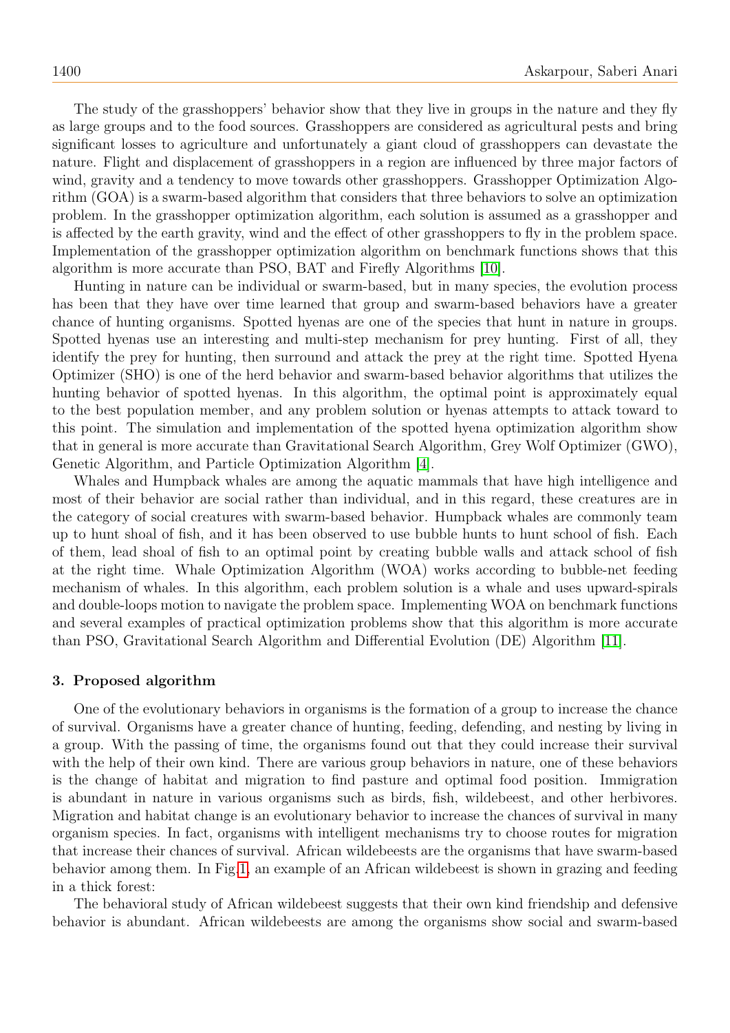The study of the grasshoppers' behavior show that they live in groups in the nature and they fly as large groups and to the food sources. Grasshoppers are considered as agricultural pests and bring significant losses to agriculture and unfortunately a giant cloud of grasshoppers can devastate the nature. Flight and displacement of grasshoppers in a region are influenced by three major factors of wind, gravity and a tendency to move towards other grasshoppers. Grasshopper Optimization Algorithm (GOA) is a swarm-based algorithm that considers that three behaviors to solve an optimization problem. In the grasshopper optimization algorithm, each solution is assumed as a grasshopper and is affected by the earth gravity, wind and the effect of other grasshoppers to fly in the problem space. Implementation of the grasshopper optimization algorithm on benchmark functions shows that this algorithm is more accurate than PSO, BAT and Firefly Algorithms [10].

Hunting in nature can be individual or swarm-based, but in many species, the evolution process has been that they have over time learned that group and swarm-based behaviors have a greater chance of hunting organisms. Spotted hyenas are one of the species that hunt in nature in groups. Spotted hyenas use an interesting and multi-step mechanism for prey hunting. First of all, they identify the prey for hunting, then surround and attack the prey at the right time. Spotted Hyena Optimizer (SHO) is one of the herd behavior and swarm-based behavior algorithms that utilizes the hunting behavior of spotted hyenas. In this algorithm, the optimal point is approximately equal to the best population member, and any problem solution or hyenas attempts to attack toward to this point. The simulation and implementation of the spotted hyena optimization algorithm show that in general is more accurate than Gravitational Search Algorithm, Grey Wolf Optimizer (GWO), Genetic Algorithm, and Particle Optimization Algorithm [4].

Whales and Humpback whales are among the aquatic mammals that have high intelligence and most of their behavior are social rather than individual, and in this regard, these creatures are in the category of social creatures with swarm-based behavior. Humpback whales are commonly team up to hunt shoal of fish, and it has been observed to use bubble hunts to hunt school of fish. Each of them, lead shoal of fish to an optimal point by creating bubble walls and attack school of fish at the right time. Whale Optimization Algorithm (WOA) works according to bubble-net feeding mechanism of whales. In this algorithm, each problem solution is a whale and uses upward-spirals and double-loops motion to navigate the problem space. Implementing WOA on benchmark functions and several examples of practical optimization problems show that this algorithm is more accurate than PSO, Gravitational Search Algorithm and Differential Evolution (DE) Algorithm [11].

## 3. Proposed algorithm

One of the evolutionary behaviors in organisms is the formation of a group to increase the chance of survival. Organisms have a greater chance of hunting, feeding, defending, and nesting by living in a group. With the passing of time, the organisms found out that they could increase their survival with the help of their own kind. There are various group behaviors in nature, one of these behaviors is the change of habitat and migration to find pasture and optimal food position. Immigration is abundant in nature in various organisms such as birds, fish, wildebeest, and other herbivores. Migration and habitat change is an evolutionary behavior to increase the chances of survival in many organism species. In fact, organisms with intelligent mechanisms try to choose routes for migration that increase their chances of survival. African wildebeests are the organisms that have swarm-based behavior among them. In Fig.1, an example of an African wildebeest is shown in grazing and feeding in a thick forest:

The behavioral study of African wildebeest suggests that their own kind friendship and defensive behavior is abundant. African wildebeests are among the organisms show social and swarm-based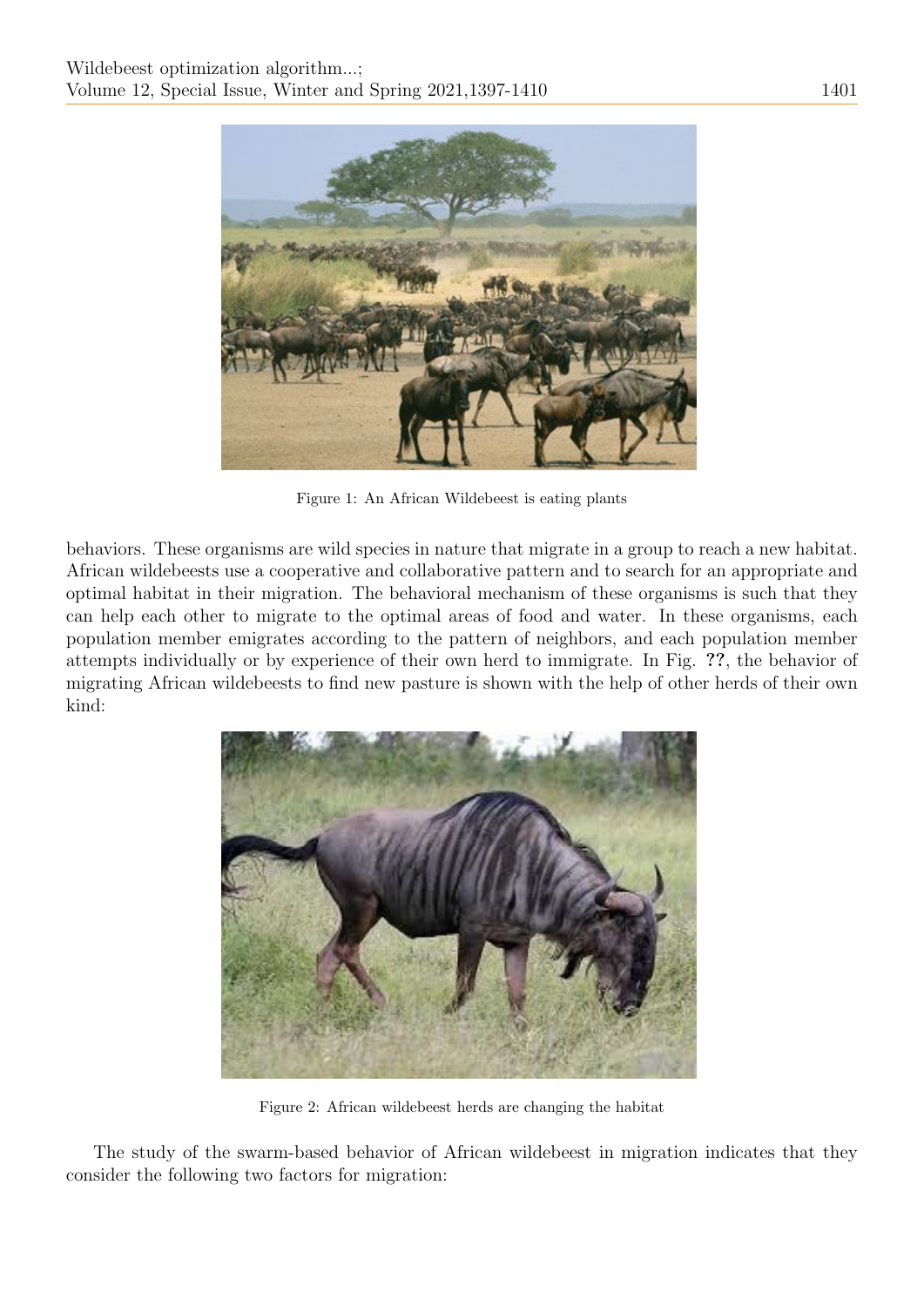Figure 1: An African Wildebeest is eating plants

behaviors. These organisms are wild species in nature that migrate in a group to reach a new habitat. African wildebeests use a cooperative and collaborative pattern and to search for an appropriate and optimal habitat in their migration. The behavioral mechanism of these organisms is such that they can help each other to migrate to the optimal areas of food and water. In these organisms, each population member emigrates according to the pattern of neighbors, and each population member attempts individually or by experience of their own herd to immigrate. In Fig. **??**, the behavior of migrating African wildebeests to find new pasture is shown with the help of other herds of their own kind:

Figure 2: African wildebeest herds are changing the habitat

The study of the swarm-based behavior of African wildebeest in migration indicates that they consider the following two factors for migration: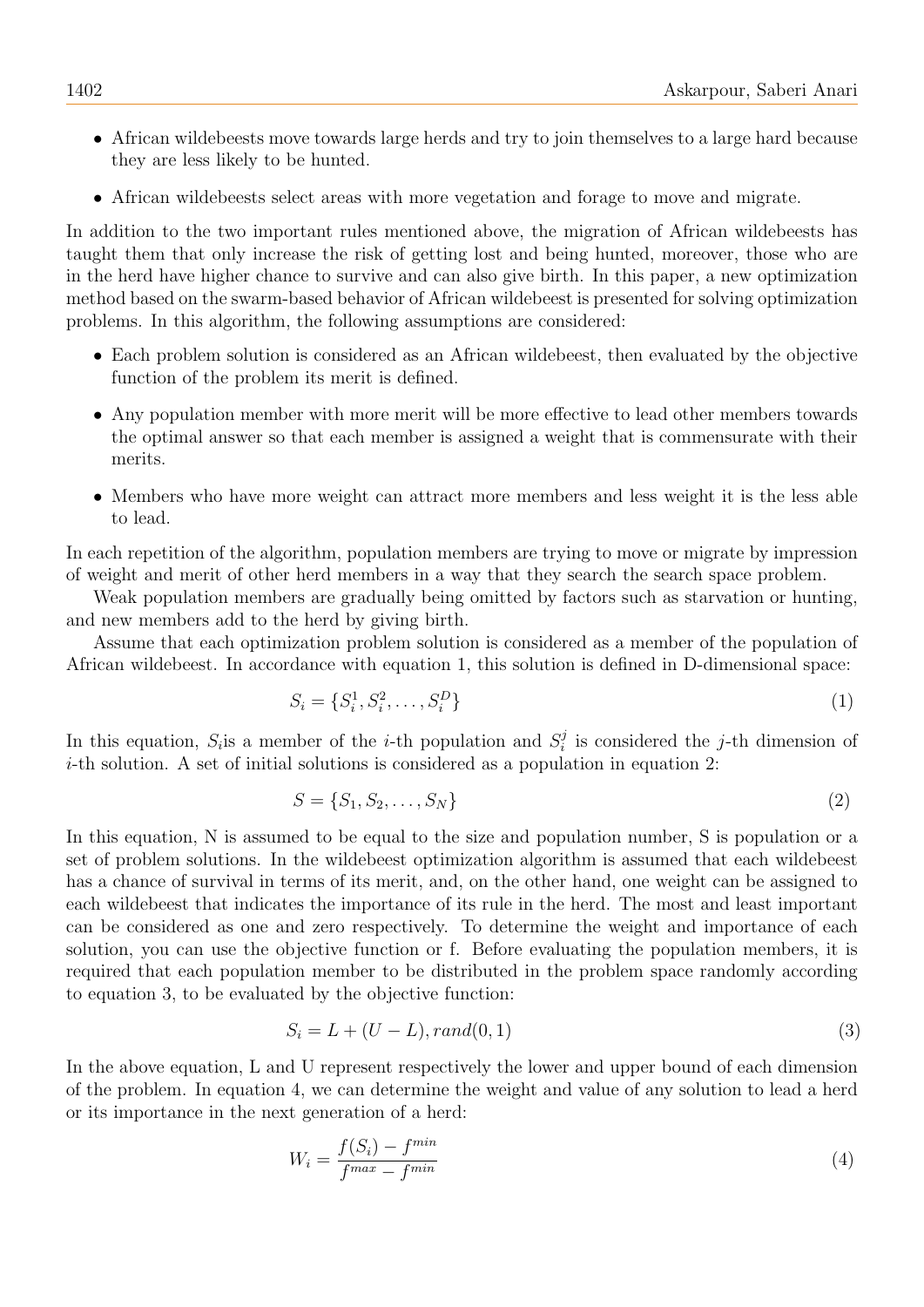- African wildebeests move towards large herds and try to join themselves to a large hard because they are less likely to be hunted.
- African wildebeests select areas with more vegetation and forage to move and migrate.

In addition to the two important rules mentioned above, the migration of African wildebeests has taught them that only increase the risk of getting lost and being hunted, moreover, those who are in the herd have higher chance to survive and can also give birth. In this paper, a new optimization method based on the swarm-based behavior of African wildebeest is presented for solving optimization problems. In this algorithm, the following assumptions are considered:

- Each problem solution is considered as an African wildebeest, then evaluated by the objective function of the problem its merit is defined.
- Any population member with more merit will be more effective to lead other members towards the optimal answer so that each member is assigned a weight that is commensurate with their merits.
- Members who have more weight can attract more members and less weight it is the less able to lead.

In each repetition of the algorithm, population members are trying to move or migrate by impression of weight and merit of other herd members in a way that they search the search space problem.

Weak population members are gradually being omitted by factors such as starvation or hunting, and new members add to the herd by giving birth.

Assume that each optimization problem solution is considered as a member of the population of African wildebeest. In accordance with equation 1, this solution is defined in D-dimensional space:

$$S_i = \{S_i^1, S_i^2, \ldots, S_i^D\} \tag{1}$$

In this equation, $S_i$is a member of the $i$-th population and $S_i^j$ is considered the $j$-th dimension of $i$-th solution. A set of initial solutions is considered as a population in equation 2:

$$S = \{S_1, S_2, \ldots, S_N\} \tag{2}$$

In this equation, N is assumed to be equal to the size and population number, S is population or a set of problem solutions. In the wildebeest optimization algorithm is assumed that each wildebeest has a chance of survival in terms of its merit, and, on the other hand, one weight can be assigned to each wildebeest that indicates the importance of its rule in the herd. The most and least important can be considered as one and zero respectively. To determine the weight and importance of each solution, you can use the objective function or f. Before evaluating the population members, it is required that each population member to be distributed in the problem space randomly according to equation 3, to be evaluated by the objective function:

$$S_i = L + (U - L), rand(0, 1) \tag{3}$$

In the above equation, L and U represent respectively the lower and upper bound of each dimension of the problem. In equation 4, we can determine the weight and value of any solution to lead a herd or its importance in the next generation of a herd:

$$W_i = \frac{f(S_i) - f^{min}}{f^{max} - f^{min}} \tag{4}$$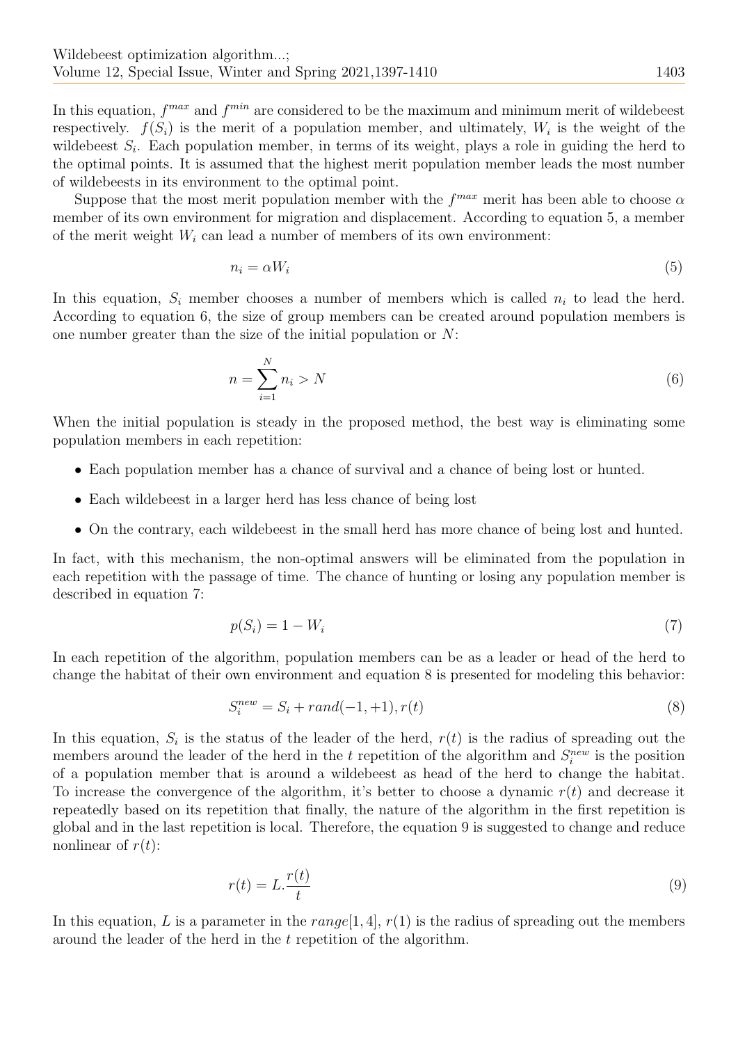In this equation, $f^{max}$ and $f^{min}$ are considered to be the maximum and minimum merit of wildebeest respectively. $f(S_i)$ is the merit of a population member, and ultimately, $W_i$ is the weight of the wildebeest $S_i$. Each population member, in terms of its weight, plays a role in guiding the herd to the optimal points. It is assumed that the highest merit population member leads the most number of wildebeests in its environment to the optimal point.

Suppose that the most merit population member with the $f^{max}$ merit has been able to choose $\alpha$ member of its own environment for migration and displacement. According to equation 5, a member of the merit weight $W_i$ can lead a number of members of its own environment:

$$n_i = \alpha W_i \tag{5}$$

In this equation, $S_i$ member chooses a number of members which is called $n_i$ to lead the herd. According to equation 6, the size of group members can be created around population members is one number greater than the size of the initial population or $N$:

$$n = \sum_{i=1}^{N} n_i > N \tag{6}$$

When the initial population is steady in the proposed method, the best way is eliminating some population members in each repetition:

- Each population member has a chance of survival and a chance of being lost or hunted.
- Each wildebeest in a larger herd has less chance of being lost
- On the contrary, each wildebeest in the small herd has more chance of being lost and hunted.

In fact, with this mechanism, the non-optimal answers will be eliminated from the population in each repetition with the passage of time. The chance of hunting or losing any population member is described in equation 7:

$$p(S_i) = 1 - W_i \tag{7}$$

In each repetition of the algorithm, population members can be as a leader or head of the herd to change the habitat of their own environment and equation 8 is presented for modeling this behavior:

$$S_i^{new} = S_i + rand(-1, +1), r(t) \tag{8}$$

In this equation, $S_i$ is the status of the leader of the herd, $r(t)$ is the radius of spreading out the members around the leader of the herd in the $t$ repetition of the algorithm and $S_i^{new}$ is the position of a population member that is around a wildebeest as head of the herd to change the habitat. To increase the convergence of the algorithm, it's better to choose a dynamic $r(t)$ and decrease it repeatedly based on its repetition that finally, the nature of the algorithm in the first repetition is global and in the last repetition is local. Therefore, the equation 9 is suggested to change and reduce nonlinear of $r(t)$:

$$r(t) = L.\frac{r(t)}{t} \tag{9}$$

In this equation, $L$ is a parameter in the $range[1, 4]$, $r(1)$ is the radius of spreading out the members around the leader of the herd in the $t$ repetition of the algorithm.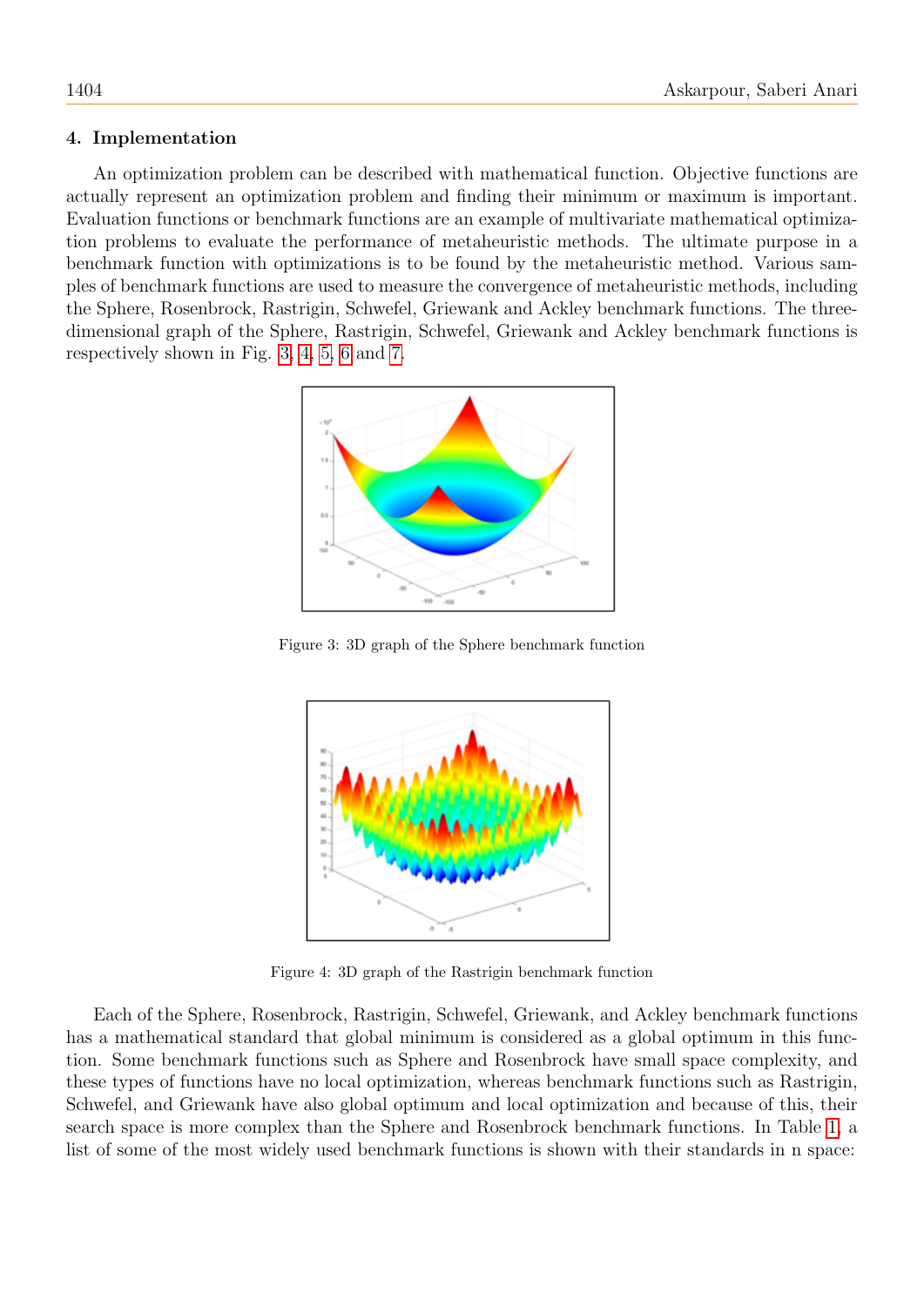## 4. Implementation

An optimization problem can be described with mathematical function. Objective functions are actually represent an optimization problem and finding their minimum or maximum is important. Evaluation functions or benchmark functions are an example of multivariate mathematical optimization problems to evaluate the performance of metaheuristic methods. The ultimate purpose in a benchmark function with optimizations is to be found by the metaheuristic method. Various samples of benchmark functions are used to measure the convergence of metaheuristic methods, including the Sphere, Rosenbrock, Rastrigin, Schwefel, Griewank and Ackley benchmark functions. The three-dimensional graph of the Sphere, Rastrigin, Schwefel, Griewank and Ackley benchmark functions is respectively shown in Fig. 3, 4, 5, 6 and 7.

Figure 3: 3D graph of the Sphere benchmark function

Figure 4: 3D graph of the Rastrigin benchmark function

Each of the Sphere, Rosenbrock, Rastrigin, Schwefel, Griewank, and Ackley benchmark functions has a mathematical standard that global minimum is considered as a global optimum in this function. Some benchmark functions such as Sphere and Rosenbrock have small space complexity, and these types of functions have no local optimization, whereas benchmark functions such as Rastrigin, Schwefel, and Griewank have also global optimum and local optimization and because of this, their search space is more complex than the Sphere and Rosenbrock benchmark functions. In Table 1, a list of some of the most widely used benchmark functions is shown with their standards in n space: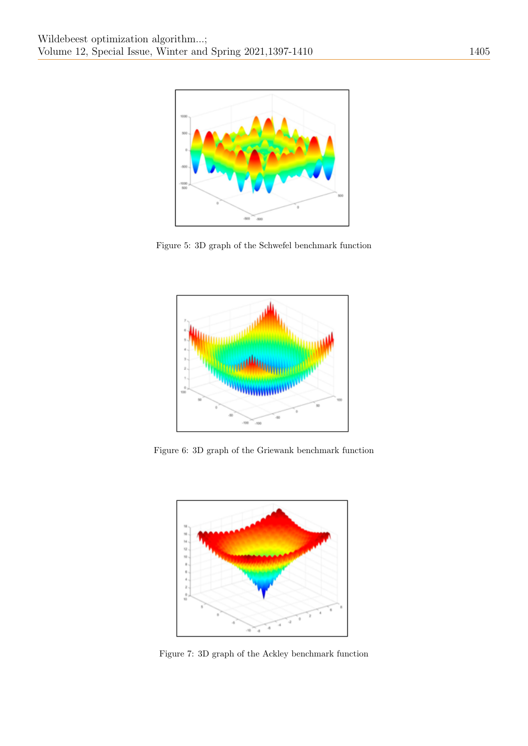Figure 5: 3D graph of the Schwefel benchmark function

Figure 6: 3D graph of the Griewank benchmark function

Figure 7: 3D graph of the Ackley benchmark function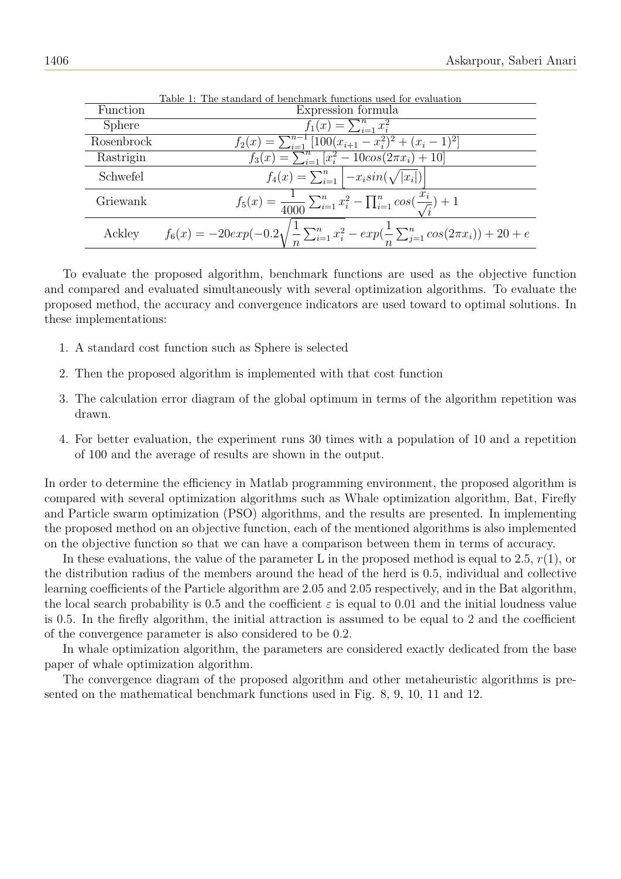Table 1: The standard of benchmark functions used for evaluation

| Function | Expression formula |
| --- | --- |
| Sphere | $f_1(x) = \sum_{i=1}^{n} x_i^2$ |
| Rosenbrock | $f_2(x) = \sum_{i=1}^{n-1} [100(x_{i+1} - x_i^2)^2 + (x_i - 1)^2]$ |
| Rastrigin | $f_3(x) = \sum_{i=1}^{n} [x_i^2 - 10cos(2\pi x_i) + 10]$ |
| Schwefel | $f_4(x) = \sum_{i=1}^{n} \left\| -x_i sin(\sqrt{\|x_i\|}) \right\|$ |
| Griewank | $f_5(x) = \dfrac{1}{4000} \sum_{i=1}^{n} x_i^2 - \prod_{i=1}^{n} cos(\dfrac{x_i}{\sqrt{i}}) + 1$ |
| Ackley | $f_6(x) = -20exp(-0.2\sqrt{\dfrac{1}{n}\sum_{i=1}^{n} x_i^2} - exp(\dfrac{1}{n}\sum_{j=1}^{n} cos(2\pi x_i)) + 20 + e$ |

To evaluate the proposed algorithm, benchmark functions are used as the objective function and compared and evaluated simultaneously with several optimization algorithms. To evaluate the proposed method, the accuracy and convergence indicators are used toward to optimal solutions. In these implementations:

1. A standard cost function such as Sphere is selected
2. Then the proposed algorithm is implemented with that cost function
3. The calculation error diagram of the global optimum in terms of the algorithm repetition was drawn.
4. For better evaluation, the experiment runs 30 times with a population of 10 and a repetition of 100 and the average of results are shown in the output.

In order to determine the efficiency in Matlab programming environment, the proposed algorithm is compared with several optimization algorithms such as Whale optimization algorithm, Bat, Firefly and Particle swarm optimization (PSO) algorithms, and the results are presented. In implementing the proposed method on an objective function, each of the mentioned algorithms is also implemented on the objective function so that we can have a comparison between them in terms of accuracy.

In these evaluations, the value of the parameter L in the proposed method is equal to 2.5, $r(1)$, or the distribution radius of the members around the head of the herd is 0.5, individual and collective learning coefficients of the Particle algorithm are 2.05 and 2.05 respectively, and in the Bat algorithm, the local search probability is 0.5 and the coefficient $\varepsilon$ is equal to 0.01 and the initial loudness value is 0.5. In the firefly algorithm, the initial attraction is assumed to be equal to 2 and the coefficient of the convergence parameter is also considered to be 0.2.

In whale optimization algorithm, the parameters are considered exactly dedicated from the base paper of whale optimization algorithm.

The convergence diagram of the proposed algorithm and other metaheuristic algorithms is presented on the mathematical benchmark functions used in Fig. 8, 9, 10, 11 and 12.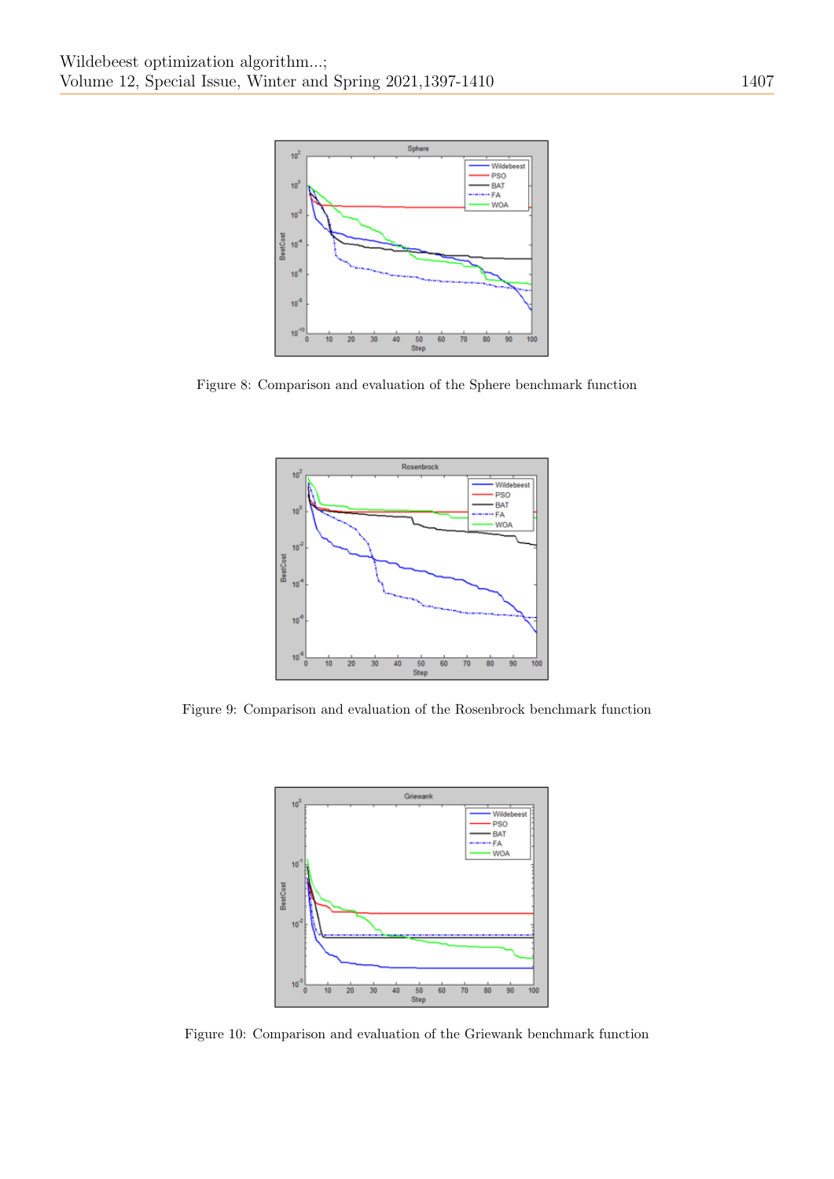Figure 8: Comparison and evaluation of the Sphere benchmark function

Figure 9: Comparison and evaluation of the Rosenbrock benchmark function

Figure 10: Comparison and evaluation of the Griewank benchmark function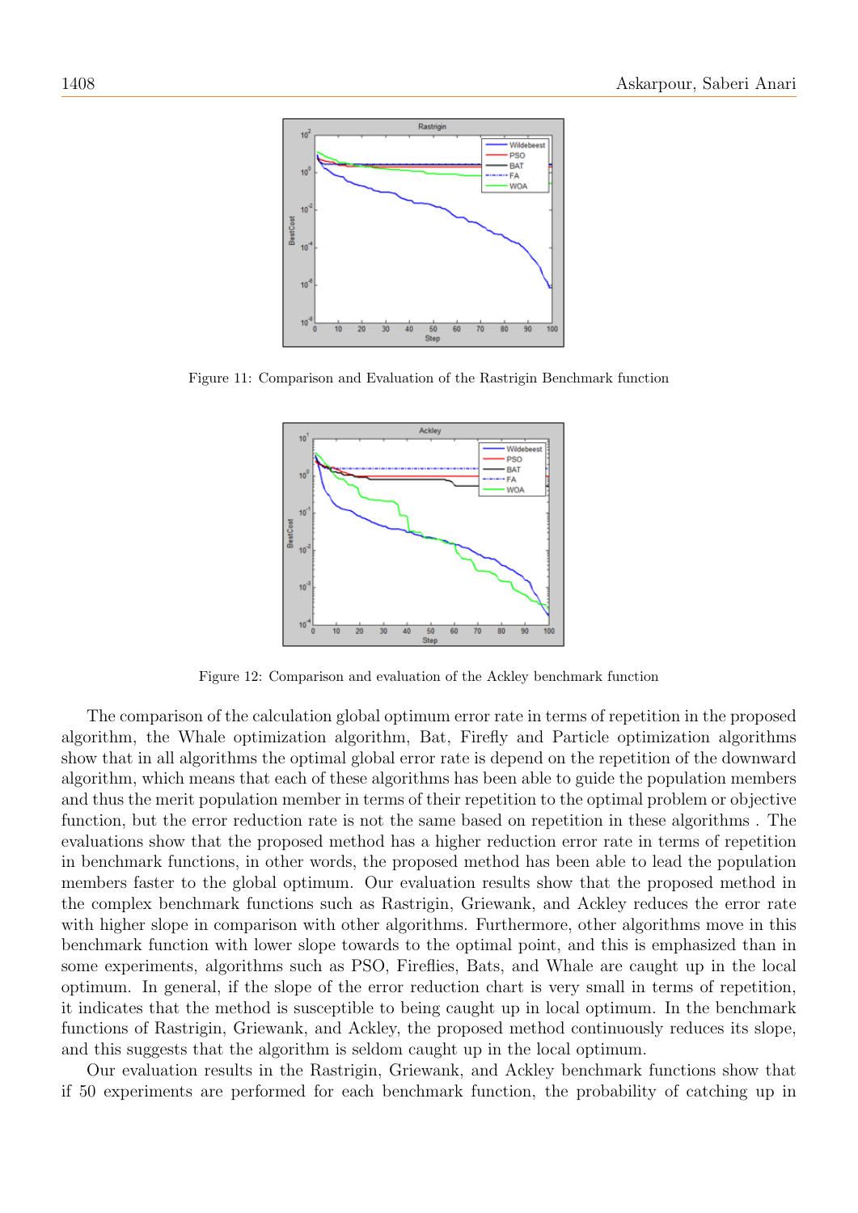Figure 11: Comparison and Evaluation of the Rastrigin Benchmark function

Figure 12: Comparison and evaluation of the Ackley benchmark function

The comparison of the calculation global optimum error rate in terms of repetition in the proposed algorithm, the Whale optimization algorithm, Bat, Firefly and Particle optimization algorithms show that in all algorithms the optimal global error rate is depend on the repetition of the downward algorithm, which means that each of these algorithms has been able to guide the population members and thus the merit population member in terms of their repetition to the optimal problem or objective function, but the error reduction rate is not the same based on repetition in these algorithms . The evaluations show that the proposed method has a higher reduction error rate in terms of repetition in benchmark functions, in other words, the proposed method has been able to lead the population members faster to the global optimum. Our evaluation results show that the proposed method in the complex benchmark functions such as Rastrigin, Griewank, and Ackley reduces the error rate with higher slope in comparison with other algorithms. Furthermore, other algorithms move in this benchmark function with lower slope towards to the optimal point, and this is emphasized than in some experiments, algorithms such as PSO, Fireflies, Bats, and Whale are caught up in the local optimum. In general, if the slope of the error reduction chart is very small in terms of repetition, it indicates that the method is susceptible to being caught up in local optimum. In the benchmark functions of Rastrigin, Griewank, and Ackley, the proposed method continuously reduces its slope, and this suggests that the algorithm is seldom caught up in the local optimum.

Our evaluation results in the Rastrigin, Griewank, and Ackley benchmark functions show that if 50 experiments are performed for each benchmark function, the probability of catching up in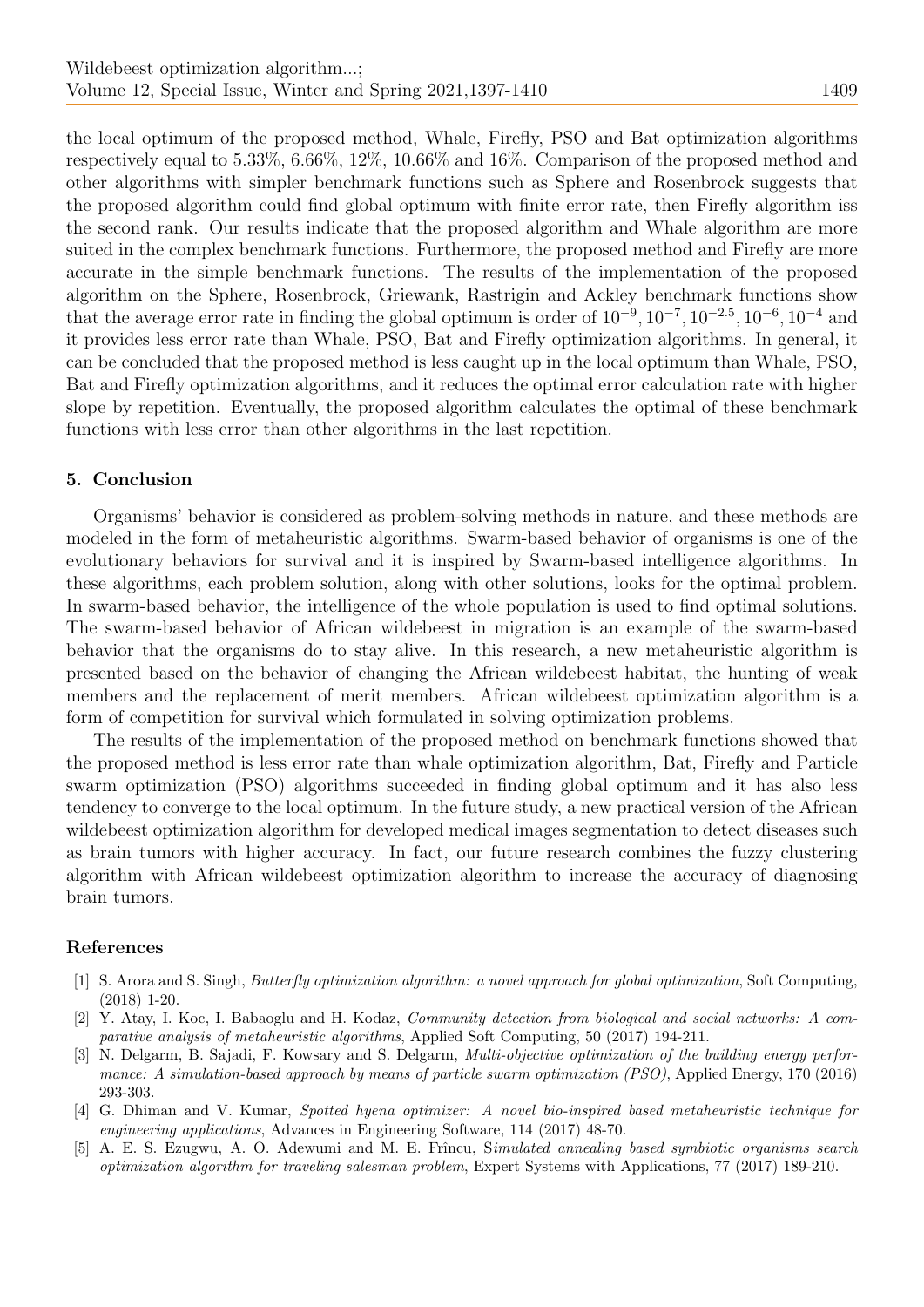the local optimum of the proposed method, Whale, Firefly, PSO and Bat optimization algorithms respectively equal to 5.33%, 6.66%, 12%, 10.66% and 16%. Comparison of the proposed method and other algorithms with simpler benchmark functions such as Sphere and Rosenbrock suggests that the proposed algorithm could find global optimum with finite error rate, then Firefly algorithm iss the second rank. Our results indicate that the proposed algorithm and Whale algorithm are more suited in the complex benchmark functions. Furthermore, the proposed method and Firefly are more accurate in the simple benchmark functions. The results of the implementation of the proposed algorithm on the Sphere, Rosenbrock, Griewank, Rastrigin and Ackley benchmark functions show that the average error rate in finding the global optimum is order of $10^{-9}, 10^{-7}, 10^{-2.5}, 10^{-6}, 10^{-4}$ and it provides less error rate than Whale, PSO, Bat and Firefly optimization algorithms. In general, it can be concluded that the proposed method is less caught up in the local optimum than Whale, PSO, Bat and Firefly optimization algorithms, and it reduces the optimal error calculation rate with higher slope by repetition. Eventually, the proposed algorithm calculates the optimal of these benchmark functions with less error than other algorithms in the last repetition.

## 5. Conclusion

Organisms' behavior is considered as problem-solving methods in nature, and these methods are modeled in the form of metaheuristic algorithms. Swarm-based behavior of organisms is one of the evolutionary behaviors for survival and it is inspired by Swarm-based intelligence algorithms. In these algorithms, each problem solution, along with other solutions, looks for the optimal problem. In swarm-based behavior, the intelligence of the whole population is used to find optimal solutions. The swarm-based behavior of African wildebeest in migration is an example of the swarm-based behavior that the organisms do to stay alive. In this research, a new metaheuristic algorithm is presented based on the behavior of changing the African wildebeest habitat, the hunting of weak members and the replacement of merit members. African wildebeest optimization algorithm is a form of competition for survival which formulated in solving optimization problems.

The results of the implementation of the proposed method on benchmark functions showed that the proposed method is less error rate than whale optimization algorithm, Bat, Firefly and Particle swarm optimization (PSO) algorithms succeeded in finding global optimum and it has also less tendency to converge to the local optimum. In the future study, a new practical version of the African wildebeest optimization algorithm for developed medical images segmentation to detect diseases such as brain tumors with higher accuracy. In fact, our future research combines the fuzzy clustering algorithm with African wildebeest optimization algorithm to increase the accuracy of diagnosing brain tumors.

## References

[1] S. Arora and S. Singh, *Butterfly optimization algorithm: a novel approach for global optimization*, Soft Computing, (2018) 1-20.

[2] Y. Atay, I. Koc, I. Babaoglu and H. Kodaz, *Community detection from biological and social networks: A comparative analysis of metaheuristic algorithms*, Applied Soft Computing, 50 (2017) 194-211.

[3] N. Delgarm, B. Sajadi, F. Kowsary and S. Delgarm, *Multi-objective optimization of the building energy performance: A simulation-based approach by means of particle swarm optimization (PSO)*, Applied Energy, 170 (2016) 293-303.

[4] G. Dhiman and V. Kumar, *Spotted hyena optimizer: A novel bio-inspired based metaheuristic technique for engineering applications*, Advances in Engineering Software, 114 (2017) 48-70.

[5] A. E. S. Ezugwu, A. O. Adewumi and M. E. Frîncu, S*imulated annealing based symbiotic organisms search optimization algorithm for traveling salesman problem*, Expert Systems with Applications, 77 (2017) 189-210.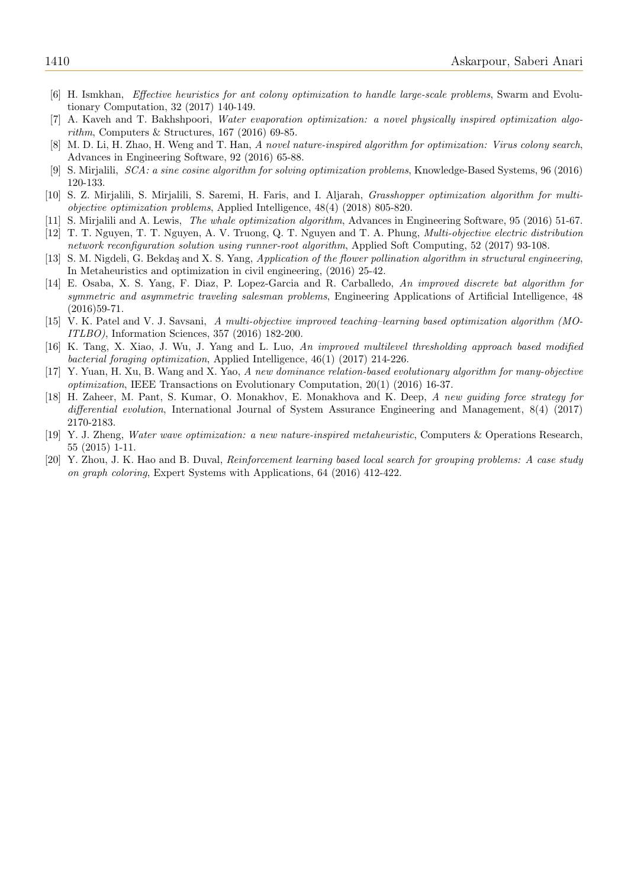[6] H. Ismkhan, *Effective heuristics for ant colony optimization to handle large-scale problems*, Swarm and Evolutionary Computation, 32 (2017) 140-149.

[7] A. Kaveh and T. Bakhshpoori, *Water evaporation optimization: a novel physically inspired optimization algorithm*, Computers & Structures, 167 (2016) 69-85.

[8] M. D. Li, H. Zhao, H. Weng and T. Han, *A novel nature-inspired algorithm for optimization: Virus colony search*, Advances in Engineering Software, 92 (2016) 65-88.

[9] S. Mirjalili, *SCA: a sine cosine algorithm for solving optimization problems*, Knowledge-Based Systems, 96 (2016) 120-133.

[10] S. Z. Mirjalili, S. Mirjalili, S. Saremi, H. Faris, and I. Aljarah, *Grasshopper optimization algorithm for multi-objective optimization problems*, Applied Intelligence, 48(4) (2018) 805-820.

[11] S. Mirjalili and A. Lewis, *The whale optimization algorithm*, Advances in Engineering Software, 95 (2016) 51-67.

[12] T. T. Nguyen, T. T. Nguyen, A. V. Truong, Q. T. Nguyen and T. A. Phung, *Multi-objective electric distribution network reconfiguration solution using runner-root algorithm*, Applied Soft Computing, 52 (2017) 93-108.

[13] S. M. Nigdeli, G. Bekdaş and X. S. Yang, *Application of the flower pollination algorithm in structural engineering*, In Metaheuristics and optimization in civil engineering, (2016) 25-42.

[14] E. Osaba, X. S. Yang, F. Diaz, P. Lopez-Garcia and R. Carballedo, *An improved discrete bat algorithm for symmetric and asymmetric traveling salesman problems*, Engineering Applications of Artificial Intelligence, 48 (2016)59-71.

[15] V. K. Patel and V. J. Savsani, *A multi-objective improved teaching–learning based optimization algorithm (MO-ITLBO)*, Information Sciences, 357 (2016) 182-200.

[16] K. Tang, X. Xiao, J. Wu, J. Yang and L. Luo, *An improved multilevel thresholding approach based modified bacterial foraging optimization*, Applied Intelligence, 46(1) (2017) 214-226.

[17] Y. Yuan, H. Xu, B. Wang and X. Yao, *A new dominance relation-based evolutionary algorithm for many-objective optimization*, IEEE Transactions on Evolutionary Computation, 20(1) (2016) 16-37.

[18] H. Zaheer, M. Pant, S. Kumar, O. Monakhov, E. Monakhova and K. Deep, *A new guiding force strategy for differential evolution*, International Journal of System Assurance Engineering and Management, 8(4) (2017) 2170-2183.

[19] Y. J. Zheng, *Water wave optimization: a new nature-inspired metaheuristic*, Computers & Operations Research, 55 (2015) 1-11.

[20] Y. Zhou, J. K. Hao and B. Duval, *Reinforcement learning based local search for grouping problems: A case study on graph coloring*, Expert Systems with Applications, 64 (2016) 412-422.